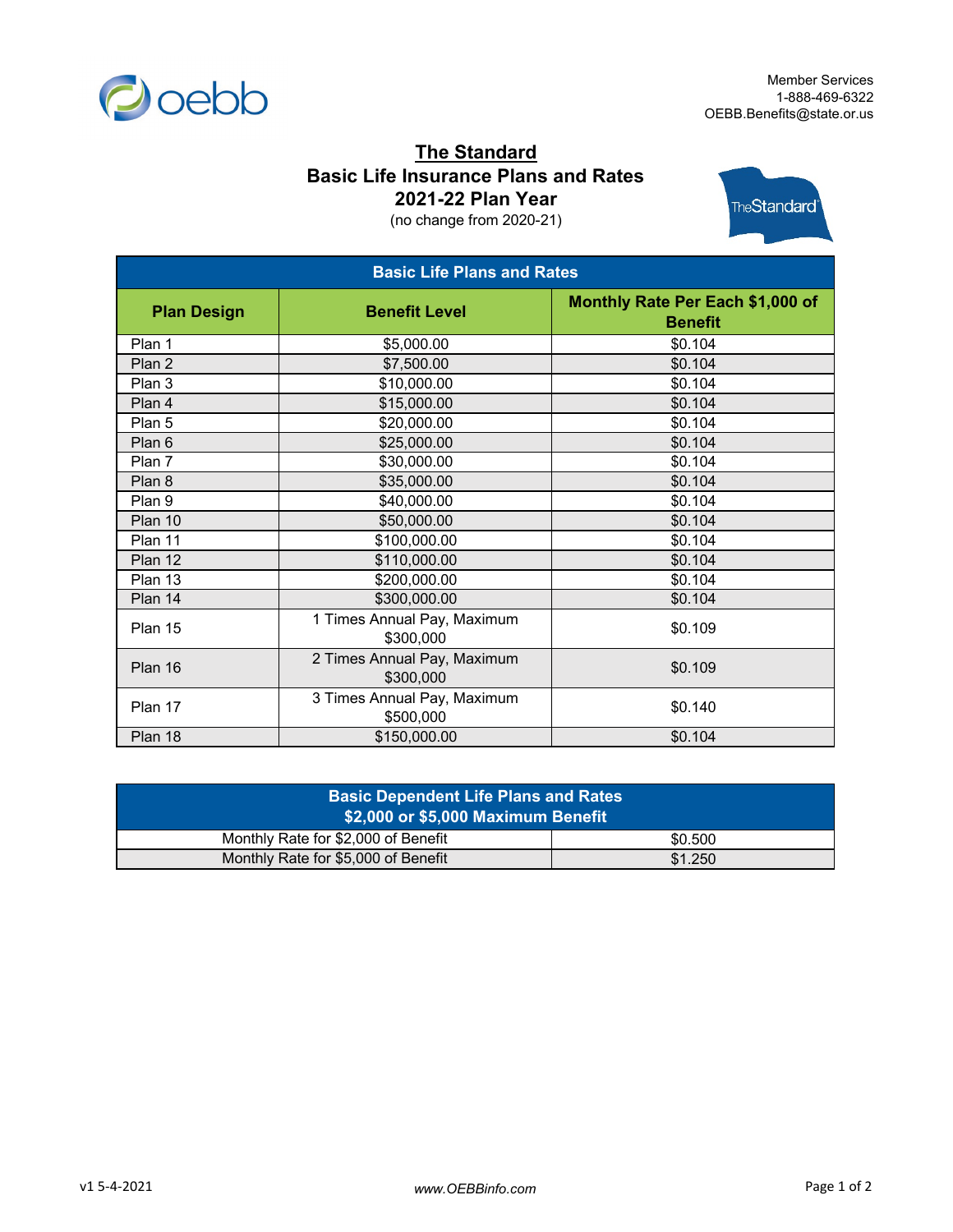Member Services
1-888-469-6322
OEBB.Benefits@state.or.us

# The Standard
## Basic Life Insurance Plans and Rates
## 2021-22 Plan Year

(no change from 2020-21)

| Basic Life Plans and Rates | | |
|---|---|---|
| **Plan Design** | **Benefit Level** | **Monthly Rate Per Each $1,000 of Benefit** |
| Plan 1 | $5,000.00 | $0.104 |
| Plan 2 | $7,500.00 | $0.104 |
| Plan 3 | $10,000.00 | $0.104 |
| Plan 4 | $15,000.00 | $0.104 |
| Plan 5 | $20,000.00 | $0.104 |
| Plan 6 | $25,000.00 | $0.104 |
| Plan 7 | $30,000.00 | $0.104 |
| Plan 8 | $35,000.00 | $0.104 |
| Plan 9 | $40,000.00 | $0.104 |
| Plan 10 | $50,000.00 | $0.104 |
| Plan 11 | $100,000.00 | $0.104 |
| Plan 12 | $110,000.00 | $0.104 |
| Plan 13 | $200,000.00 | $0.104 |
| Plan 14 | $300,000.00 | $0.104 |
| Plan 15 | 1 Times Annual Pay, Maximum $300,000 | $0.109 |
| Plan 16 | 2 Times Annual Pay, Maximum $300,000 | $0.109 |
| Plan 17 | 3 Times Annual Pay, Maximum $500,000 | $0.140 |
| Plan 18 | $150,000.00 | $0.104 |

| Basic Dependent Life Plans and Rates $2,000 or $5,000 Maximum Benefit | |
|---|---|
| Monthly Rate for $2,000 of Benefit | $0.500 |
| Monthly Rate for $5,000 of Benefit | $1.250 |

v1 5-4-2021

*www.OEBBinfo.com*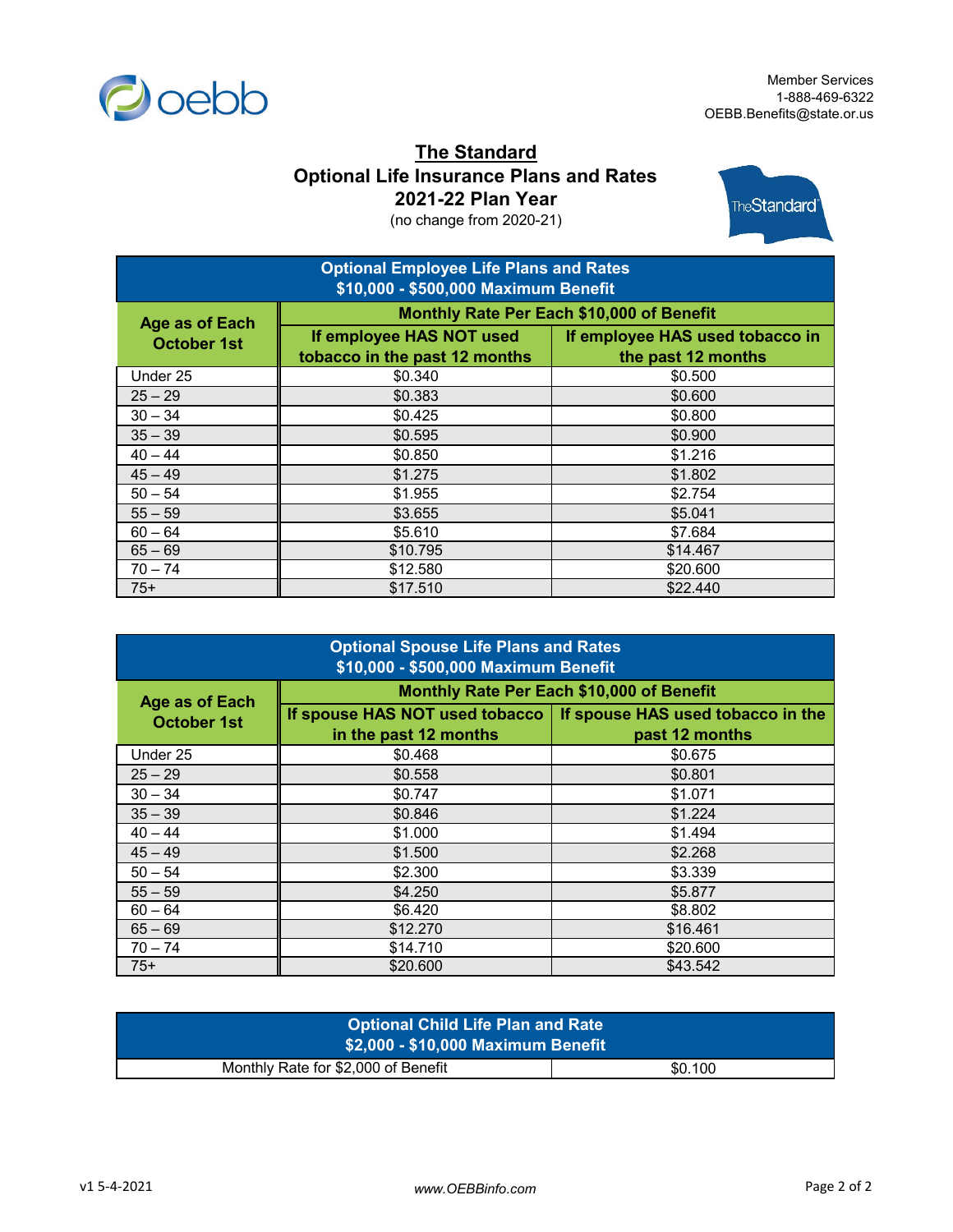Member Services
1-888-469-6322
OEBB.Benefits@state.or.us

# The Standard

## Optional Life Insurance Plans and Rates
## 2021-22 Plan Year

(no change from 2020-21)

| Optional Employee Life Plans and Rates $10,000 - $500,000 Maximum Benefit | | |
|---|---|---|
| Age as of Each October 1st | Monthly Rate Per Each $10,000 of Benefit | |
| | If employee HAS NOT used tobacco in the past 12 months | If employee HAS used tobacco in the past 12 months |
| Under 25 | $0.340 | $0.500 |
| 25 – 29 | $0.383 | $0.600 |
| 30 – 34 | $0.425 | $0.800 |
| 35 – 39 | $0.595 | $0.900 |
| 40 – 44 | $0.850 | $1.216 |
| 45 – 49 | $1.275 | $1.802 |
| 50 – 54 | $1.955 | $2.754 |
| 55 – 59 | $3.655 | $5.041 |
| 60 – 64 | $5.610 | $7.684 |
| 65 – 69 | $10.795 | $14.467 |
| 70 – 74 | $12.580 | $20.600 |
| 75+ | $17.510 | $22.440 |

| Optional Spouse Life Plans and Rates $10,000 - $500,000 Maximum Benefit | | |
|---|---|---|
| Age as of Each October 1st | Monthly Rate Per Each $10,000 of Benefit | |
| | If spouse HAS NOT used tobacco in the past 12 months | If spouse HAS used tobacco in the past 12 months |
| Under 25 | $0.468 | $0.675 |
| 25 – 29 | $0.558 | $0.801 |
| 30 – 34 | $0.747 | $1.071 |
| 35 – 39 | $0.846 | $1.224 |
| 40 – 44 | $1.000 | $1.494 |
| 45 – 49 | $1.500 | $2.268 |
| 50 – 54 | $2.300 | $3.339 |
| 55 – 59 | $4.250 | $5.877 |
| 60 – 64 | $6.420 | $8.802 |
| 65 – 69 | $12.270 | $16.461 |
| 70 – 74 | $14.710 | $20.600 |
| 75+ | $20.600 | $43.542 |

| Optional Child Life Plan and Rate $2,000 - $10,000 Maximum Benefit | |
|---|---|
| Monthly Rate for $2,000 of Benefit | $0.100 |

v1 5-4-2021

www.OEBBinfo.com